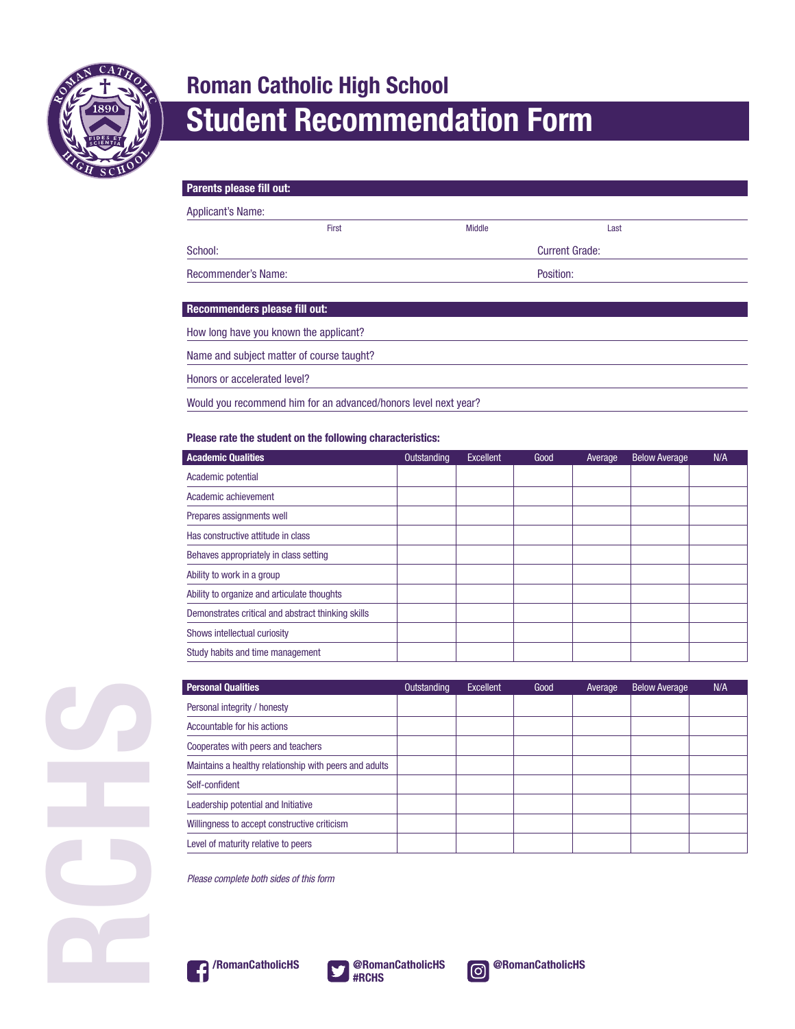# Roman Catholic High School

# Student Recommendation Form

**Parents please fill out:**

Applicant's Name:

First | Middle | Last

School: | Current Grade:

Recommender's Name: | Position:

**Recommenders please fill out:**

How long have you known the applicant?

Name and subject matter of course taught?

Honors or accelerated level?

Would you recommend him for an advanced/honors level next year?

**Please rate the student on the following characteristics:**

| Academic Qualities | Outstanding | Excellent | Good | Average | Below Average | N/A |
|---|---|---|---|---|---|---|
| Academic potential | | | | | | |
| Academic achievement | | | | | | |
| Prepares assignments well | | | | | | |
| Has constructive attitude in class | | | | | | |
| Behaves appropriately in class setting | | | | | | |
| Ability to work in a group | | | | | | |
| Ability to organize and articulate thoughts | | | | | | |
| Demonstrates critical and abstract thinking skills | | | | | | |
| Shows intellectual curiosity | | | | | | |
| Study habits and time management | | | | | | |

| Personal Qualities | Outstanding | Excellent | Good | Average | Below Average | N/A |
|---|---|---|---|---|---|---|
| Personal integrity / honesty | | | | | | |
| Accountable for his actions | | | | | | |
| Cooperates with peers and teachers | | | | | | |
| Maintains a healthy relationship with peers and adults | | | | | | |
| Self-confident | | | | | | |
| Leadership potential and Initiative | | | | | | |
| Willingness to accept constructive criticism | | | | | | |
| Level of maturity relative to peers | | | | | | |

*Please complete both sides of this form*

/RomanCatholicHS | @RomanCatholicHS #RCHS | @RomanCatholicHS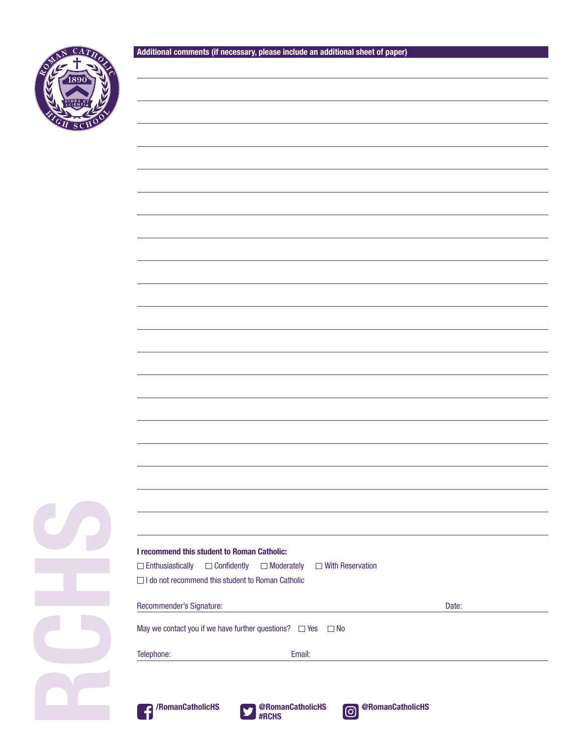**Additional comments (if necessary, please include an additional sheet of paper)**

**I recommend this student to Roman Catholic:**

☐ Enthusiastically ☐ Confidently ☐ Moderately ☐ With Reservation

☐ I do not recommend this student to Roman Catholic

Recommender's Signature: Date:

May we contact you if we have further questions? ☐ Yes ☐ No

Telephone: Email:

/RomanCatholicHS @RomanCatholicHS #RCHS @RomanCatholicHS